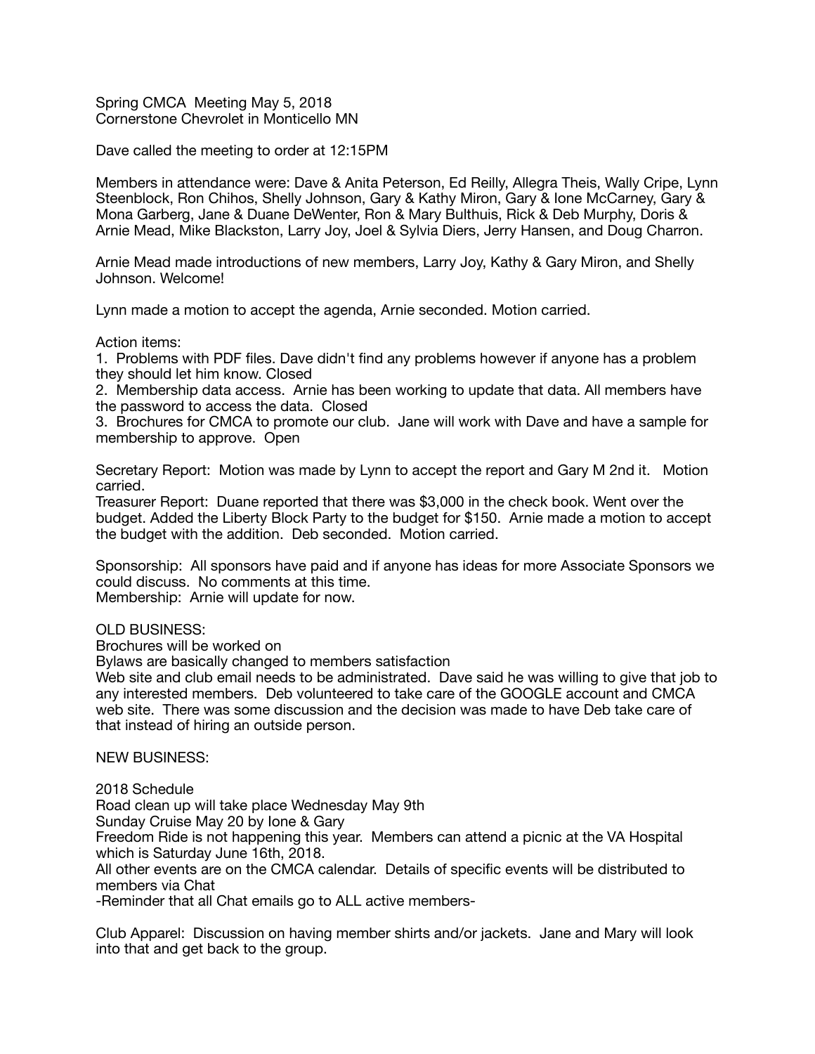Spring CMCA  Meeting May 5, 2018
Cornerstone Chevrolet in Monticello MN

Dave called the meeting to order at 12:15PM

Members in attendance were: Dave & Anita Peterson, Ed Reilly, Allegra Theis, Wally Cripe, Lynn Steenblock, Ron Chihos, Shelly Johnson, Gary & Kathy Miron, Gary & Ione McCarney, Gary & Mona Garberg, Jane & Duane DeWenter, Ron & Mary Bulthuis, Rick & Deb Murphy, Doris & Arnie Mead, Mike Blackston, Larry Joy, Joel & Sylvia Diers, Jerry Hansen, and Doug Charron.

Arnie Mead made introductions of new members, Larry Joy, Kathy & Gary Miron, and Shelly Johnson. Welcome!

Lynn made a motion to accept the agenda, Arnie seconded. Motion carried.

Action items:
1. Problems with PDF files. Dave didn't find any problems however if anyone has a problem they should let him know. Closed
2. Membership data access. Arnie has been working to update that data. All members have the password to access the data. Closed
3. Brochures for CMCA to promote our club. Jane will work with Dave and have a sample for membership to approve. Open

Secretary Report: Motion was made by Lynn to accept the report and Gary M 2nd it. Motion carried.
Treasurer Report: Duane reported that there was $3,000 in the check book. Went over the budget. Added the Liberty Block Party to the budget for $150. Arnie made a motion to accept the budget with the addition. Deb seconded. Motion carried.

Sponsorship: All sponsors have paid and if anyone has ideas for more Associate Sponsors we could discuss. No comments at this time.
Membership: Arnie will update for now.

OLD BUSINESS:
Brochures will be worked on
Bylaws are basically changed to members satisfaction
Web site and club email needs to be administrated. Dave said he was willing to give that job to any interested members. Deb volunteered to take care of the GOOGLE account and CMCA web site. There was some discussion and the decision was made to have Deb take care of that instead of hiring an outside person.

NEW BUSINESS:

2018 Schedule
Road clean up will take place Wednesday May 9th
Sunday Cruise May 20 by Ione & Gary
Freedom Ride is not happening this year. Members can attend a picnic at the VA Hospital which is Saturday June 16th, 2018.
All other events are on the CMCA calendar. Details of specific events will be distributed to members via Chat
-Reminder that all Chat emails go to ALL active members-

Club Apparel: Discussion on having member shirts and/or jackets. Jane and Mary will look into that and get back to the group.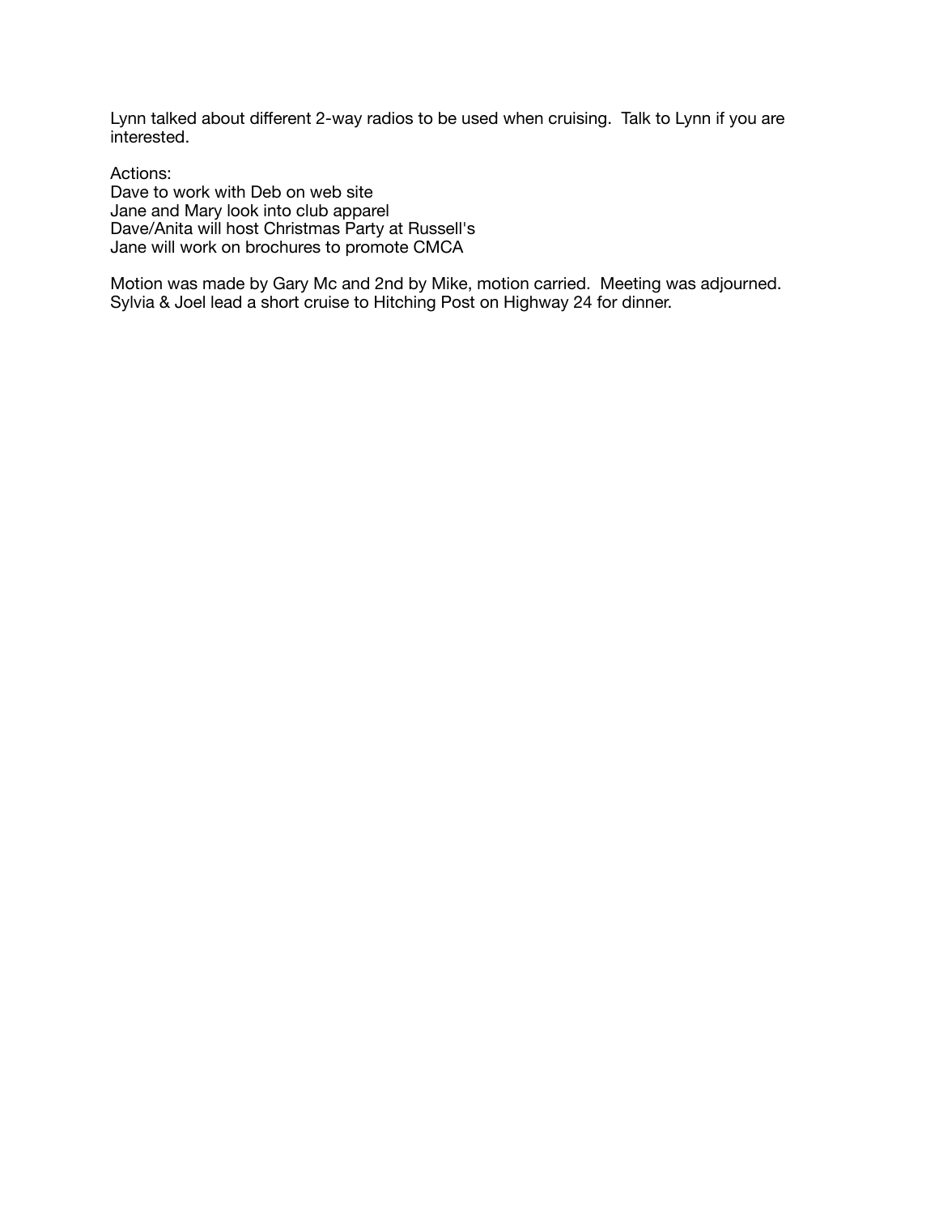Lynn talked about different 2-way radios to be used when cruising.  Talk to Lynn if you are interested.

Actions:
Dave to work with Deb on web site
Jane and Mary look into club apparel
Dave/Anita will host Christmas Party at Russell's
Jane will work on brochures to promote CMCA

Motion was made by Gary Mc and 2nd by Mike, motion carried.  Meeting was adjourned.
Sylvia & Joel lead a short cruise to Hitching Post on Highway 24 for dinner.